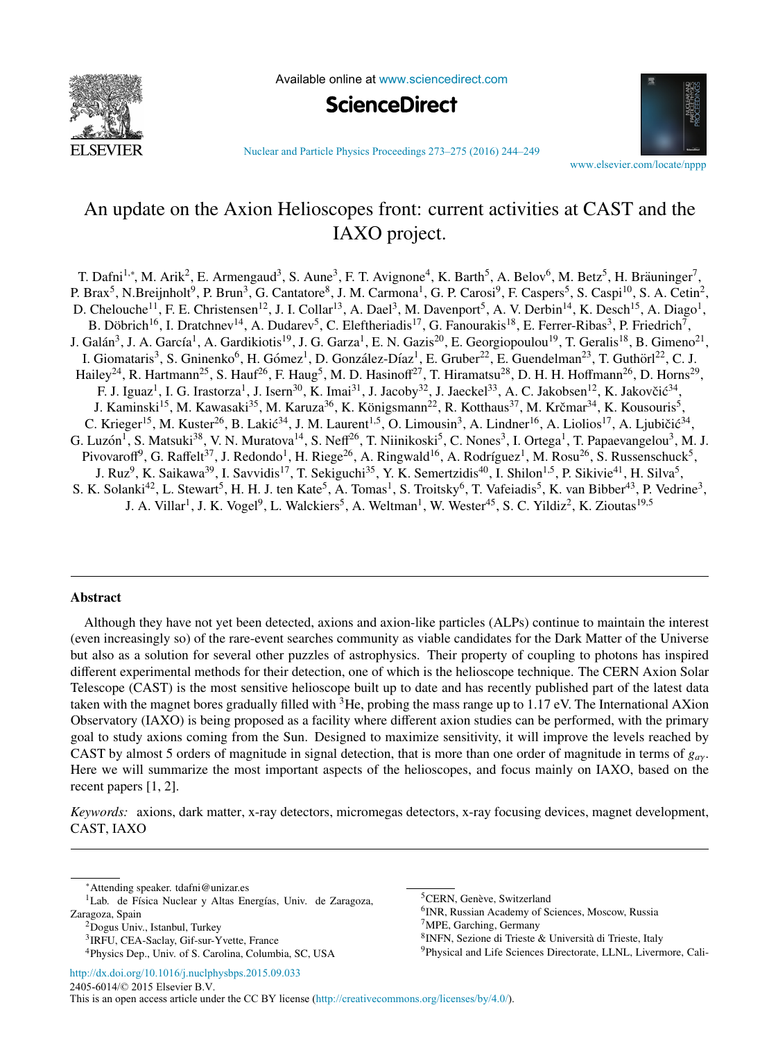# An update on the Axion Helioscopes front: current activities at CAST and the IAXO project.

T. Dafni[1,*], M. Arik[2], E. Armengaud[3], S. Aune[3], F. T. Avignone[4], K. Barth[5], A. Belov[6], M. Betz[5], H. Bräuninger[7], P. Brax[5], N.Breijnholt[9], P. Brun[3], G. Cantatore[8], J. M. Carmona[1], G. P. Carosi[9], F. Caspers[5], S. Caspi[10], S. A. Cetin[2], D. Chelouche[11], F. E. Christensen[12], J. I. Collar[13], A. Dael[3], M. Davenport[5], A. V. Derbin[14], K. Desch[15], A. Diago[1], B. Döbrich[16], I. Dratchnev[14], A. Dudarev[5], C. Eleftheriadis[17], G. Fanourakis[18], E. Ferrer-Ribas[3], P. Friedrich[7], J. Galán[3], J. A. García[1], A. Gardikiotis[19], J. G. Garza[1], E. N. Gazis[20], E. Georgiopoulou[19], T. Geralis[18], B. Gimeno[21], I. Giomataris[3], S. Gninenko[6], H. Gómez[1], D. González-Díaz[1], E. Gruber[22], E. Guendelman[23], T. Guthörl[22], C. J. Hailey[24], R. Hartmann[25], S. Hauf[26], F. Haug[5], M. D. Hasinoff[27], T. Hiramatsu[28], D. H. H. Hoffmann[26], D. Horns[29], F. J. Iguaz[1], I. G. Irastorza[1], J. Isern[30], K. Imai[31], J. Jacoby[32], J. Jaeckel[33], A. C. Jakobsen[12], K. Jakovčić[34], J. Kaminski[15], M. Kawasaki[35], M. Karuza[36], K. Königsmann[22], R. Kotthaus[37], M. Krčmar[34], K. Kousouris[5], C. Krieger[15], M. Kuster[26], B. Lakić[34], J. M. Laurent[1,5], O. Limousin[3], A. Lindner[16], A. Liolios[17], A. Ljubičić[34], G. Luzón[1], S. Matsuki[38], V. N. Muratova[14], S. Neff[26], T. Niinikoski[5], C. Nones[3], I. Ortega[1], T. Papaevangelou[3], M. J. Pivovaroff[9], G. Raffelt[37], J. Redondo[1], H. Riege[26], A. Ringwald[16], A. Rodríguez[1], M. Rosu[26], S. Russenschuck[5], J. Ruz[9], K. Saikawa[39], I. Savvidis[17], T. Sekiguchi[35], Y. K. Semertzidis[40], I. Shilon[1,5], P. Sikivie[41], H. Silva[5], S. K. Solanki[42], L. Stewart[5], H. H. J. ten Kate[5], A. Tomas[1], S. Troitsky[6], T. Vafeiadis[5], K. van Bibber[43], P. Vedrine[3], J. A. Villar[1], J. K. Vogel[9], L. Walckiers[5], A. Weltman[1], W. Wester[45], S. C. Yildiz[2], K. Zioutas[19,5]

## Abstract

Although they have not yet been detected, axions and axion-like particles (ALPs) continue to maintain the interest (even increasingly so) of the rare-event searches community as viable candidates for the Dark Matter of the Universe but also as a solution for several other puzzles of astrophysics. Their property of coupling to photons has inspired different experimental methods for their detection, one of which is the helioscope technique. The CERN Axion Solar Telescope (CAST) is the most sensitive helioscope built up to date and has recently published part of the latest data taken with the magnet bores gradually filled with $^3$He, probing the mass range up to 1.17 eV. The International AXion Observatory (IAXO) is being proposed as a facility where different axion studies can be performed, with the primary goal to study axions coming from the Sun. Designed to maximize sensitivity, it will improve the levels reached by CAST by almost 5 orders of magnitude in signal detection, that is more than one order of magnitude in terms of $g_{a\gamma}$. Here we will summarize the most important aspects of the helioscopes, and focus mainly on IAXO, based on the recent papers [1, 2].

*Keywords:* axions, dark matter, x-ray detectors, micromegas detectors, x-ray focusing devices, magnet development, CAST, IAXO

---

*Attending speaker. tdafni@unizar.es

[1]Lab. de Física Nuclear y Altas Energías, Univ. de Zaragoza, Zaragoza, Spain

[2]Dogus Univ., Istanbul, Turkey

[3]IRFU, CEA-Saclay, Gif-sur-Yvette, France

[4]Physics Dep., Univ. of S. Carolina, Columbia, SC, USA

[5]CERN, Genève, Switzerland

[6]INR, Russian Academy of Sciences, Moscow, Russia

[7]MPE, Garching, Germany

[8]INFN, Sezione di Trieste & Università di Trieste, Italy

[9]Physical and Life Sciences Directorate, LLNL, Livermore, Cali-

http://dx.doi.org/10.1016/j.nuclphysbps.2015.09.033
2405-6014/© 2015 Elsevier B.V.
This is an open access article under the CC BY license (http://creativecommons.org/licenses/by/4.0/).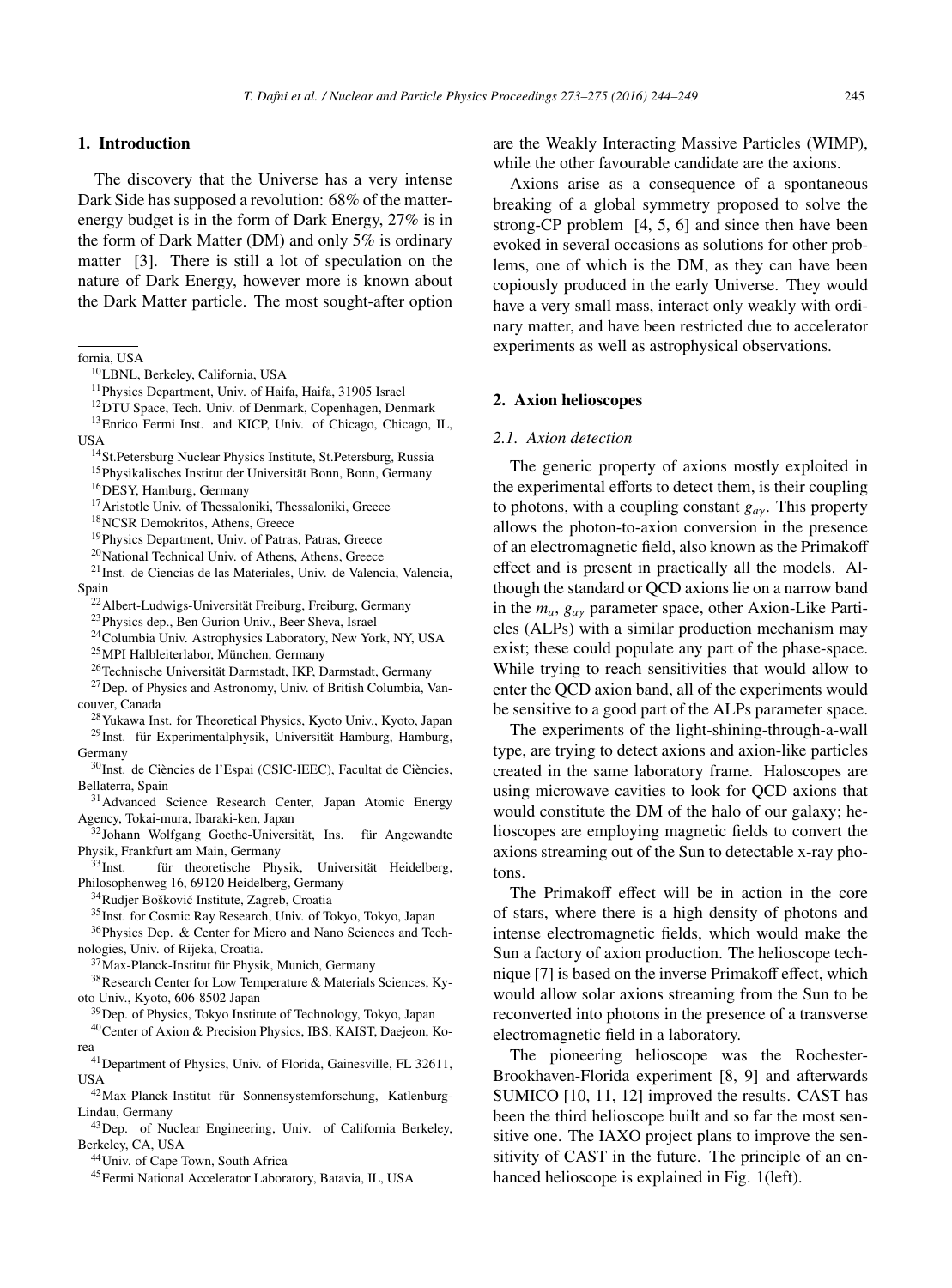## 1. Introduction

The discovery that the Universe has a very intense Dark Side has supposed a revolution: 68% of the matter-energy budget is in the form of Dark Energy, 27% is in the form of Dark Matter (DM) and only 5% is ordinary matter [3]. There is still a lot of speculation on the nature of Dark Energy, however more is known about the Dark Matter particle. The most sought-after option are the Weakly Interacting Massive Particles (WIMP), while the other favourable candidate are the axions.

Axions arise as a consequence of a spontaneous breaking of a global symmetry proposed to solve the strong-CP problem [4, 5, 6] and since then have been evoked in several occasions as solutions for other problems, one of which is the DM, as they can have been copiously produced in the early Universe. They would have a very small mass, interact only weakly with ordinary matter, and have been restricted due to accelerator experiments as well as astrophysical observations.

fornia, USA
[10]LBNL, Berkeley, California, USA
[11]Physics Department, Univ. of Haifa, Haifa, 31905 Israel
[12]DTU Space, Tech. Univ. of Denmark, Copenhagen, Denmark
[13]Enrico Fermi Inst. and KICP, Univ. of Chicago, Chicago, IL, USA
[14]St.Petersburg Nuclear Physics Institute, St.Petersburg, Russia
[15]Physikalisches Institut der Universität Bonn, Bonn, Germany
[16]DESY, Hamburg, Germany
[17]Aristotle Univ. of Thessaloniki, Thessaloniki, Greece
[18]NCSR Demokritos, Athens, Greece
[19]Physics Department, Univ. of Patras, Patras, Greece
[20]National Technical Univ. of Athens, Athens, Greece
[21]Inst. de Ciencias de las Materiales, Univ. de Valencia, Valencia, Spain
[22]Albert-Ludwigs-Universität Freiburg, Freiburg, Germany
[23]Physics dep., Ben Gurion Univ., Beer Sheva, Israel
[24]Columbia Univ. Astrophysics Laboratory, New York, NY, USA
[25]MPI Halbleiterlabor, München, Germany
[26]Technische Universität Darmstadt, IKP, Darmstadt, Germany
[27]Dep. of Physics and Astronomy, Univ. of British Columbia, Vancouver, Canada
[28]Yukawa Inst. for Theoretical Physics, Kyoto Univ., Kyoto, Japan
[29]Inst. für Experimentalphysik, Universität Hamburg, Hamburg, Germany
[30]Inst. de Ciències de l'Espai (CSIC-IEEC), Facultat de Ciències, Bellaterra, Spain
[31]Advanced Science Research Center, Japan Atomic Energy Agency, Tokai-mura, Ibaraki-ken, Japan
[32]Johann Wolfgang Goethe-Universität, Ins. für Angewandte Physik, Frankfurt am Main, Germany
[33]Inst. für theoretische Physik, Universität Heidelberg, Philosophenweg 16, 69120 Heidelberg, Germany
[34]Rudjer Bošković Institute, Zagreb, Croatia
[35]Inst. for Cosmic Ray Research, Univ. of Tokyo, Tokyo, Japan
[36]Physics Dep. & Center for Micro and Nano Sciences and Technologies, Univ. of Rijeka, Croatia.
[37]Max-Planck-Institut für Physik, Munich, Germany
[38]Research Center for Low Temperature & Materials Sciences, Kyoto Univ., Kyoto, 606-8502 Japan
[39]Dep. of Physics, Tokyo Institute of Technology, Tokyo, Japan
[40]Center of Axion & Precision Physics, IBS, KAIST, Daejeon, Korea
[41]Department of Physics, Univ. of Florida, Gainesville, FL 32611, USA
[42]Max-Planck-Institut für Sonnensystemforschung, Katlenburg-Lindau, Germany
[43]Dep. of Nuclear Engineering, Univ. of California Berkeley, Berkeley, CA, USA
[44]Univ. of Cape Town, South Africa
[45]Fermi National Accelerator Laboratory, Batavia, IL, USA

## 2. Axion helioscopes

### 2.1. Axion detection

The generic property of axions mostly exploited in the experimental efforts to detect them, is their coupling to photons, with a coupling constant $g_{a\gamma}$. This property allows the photon-to-axion conversion in the presence of an electromagnetic field, also known as the Primakoff effect and is present in practically all the models. Although the standard or QCD axions lie on a narrow band in the $m_a$, $g_{a\gamma}$ parameter space, other Axion-Like Particles (ALPs) with a similar production mechanism may exist; these could populate any part of the phase-space. While trying to reach sensitivities that would allow to enter the QCD axion band, all of the experiments would be sensitive to a good part of the ALPs parameter space.

The experiments of the light-shining-through-a-wall type, are trying to detect axions and axion-like particles created in the same laboratory frame. Haloscopes are using microwave cavities to look for QCD axions that would constitute the DM of the halo of our galaxy; helioscopes are employing magnetic fields to convert the axions streaming out of the Sun to detectable x-ray photons.

The Primakoff effect will be in action in the core of stars, where there is a high density of photons and intense electromagnetic fields, which would make the Sun a factory of axion production. The helioscope technique [7] is based on the inverse Primakoff effect, which would allow solar axions streaming from the Sun to be reconverted into photons in the presence of a transverse electromagnetic field in a laboratory.

The pioneering helioscope was the Rochester-Brookhaven-Florida experiment [8, 9] and afterwards SUMICO [10, 11, 12] improved the results. CAST has been the third helioscope built and so far the most sensitive one. The IAXO project plans to improve the sensitivity of CAST in the future. The principle of an enhanced helioscope is explained in Fig. 1(left).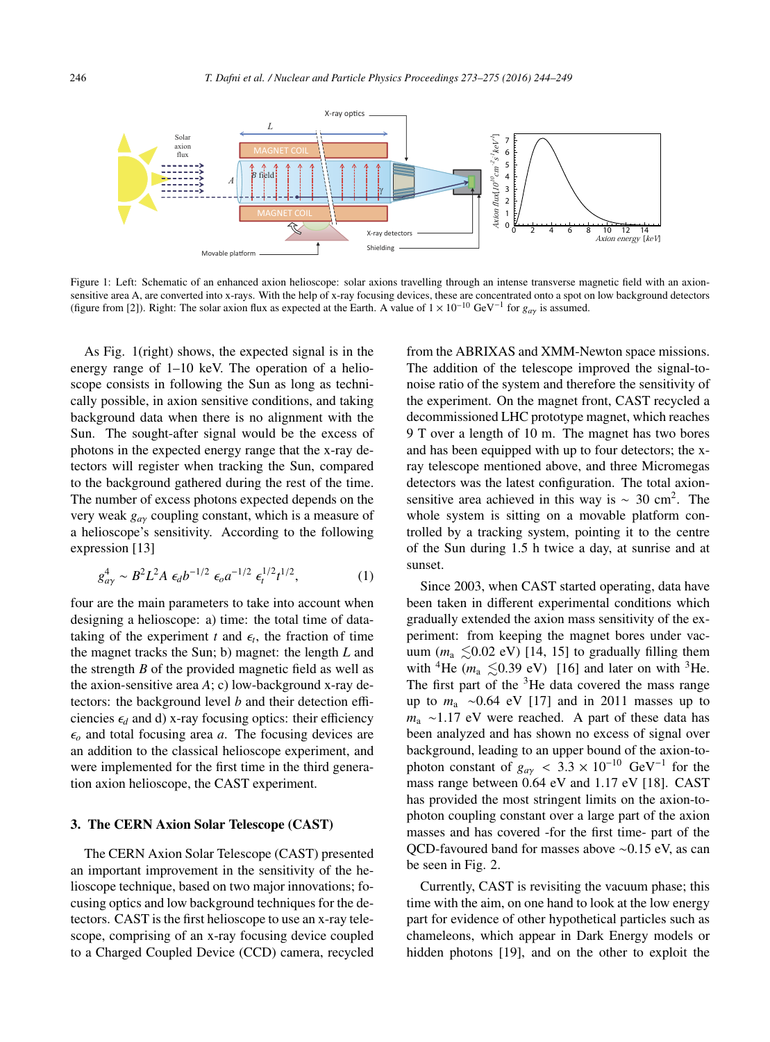X-ray optics

L

Solar axion flux

MAGNET COIL

B field

A

γ

MAGNET COIL

X-ray detectors

Shielding

Movable platform

Axion flux $[10^{10}\,cm^{-2}\,s^{-1}\,keV^{-1}]$

7
6
5
4
3
2
1
0

0 2 4 6 8 10 12 14

Axion energy [keV]

Figure 1: Left: Schematic of an enhanced axion helioscope: solar axions travelling through an intense transverse magnetic field with an axion-sensitive area A, are converted into x-rays. With the help of x-ray focusing devices, these are concentrated onto a spot on low background detectors (figure from [2]). Right: The solar axion flux as expected at the Earth. A value of $1 \times 10^{-10}$ GeV$^{-1}$ for $g_{a\gamma}$ is assumed.

As Fig. 1(right) shows, the expected signal is in the energy range of 1–10 keV. The operation of a helioscope consists in following the Sun as long as technically possible, in axion sensitive conditions, and taking background data when there is no alignment with the Sun. The sought-after signal would be the excess of photons in the expected energy range that the x-ray detectors will register when tracking the Sun, compared to the background gathered during the rest of the time. The number of excess photons expected depends on the very weak $g_{a\gamma}$ coupling constant, which is a measure of a helioscope's sensitivity. According to the following expression [13]

$$g^4_{a\gamma} \sim B^2 L^2 A \; \epsilon_d b^{-1/2} \; \epsilon_o a^{-1/2} \; \epsilon_t^{1/2} t^{1/2}, \qquad (1)$$

four are the main parameters to take into account when designing a helioscope: a) time: the total time of data-taking of the experiment $t$ and $\epsilon_t$, the fraction of time the magnet tracks the Sun; b) magnet: the length $L$ and the strength $B$ of the provided magnetic field as well as the axion-sensitive area $A$; c) low-background x-ray detectors: the background level $b$ and their detection efficiencies $\epsilon_d$ and d) x-ray focusing optics: their efficiency $\epsilon_o$ and total focusing area $a$. The focusing devices are an addition to the classical helioscope experiment, and were implemented for the first time in the third generation axion helioscope, the CAST experiment.

## 3. The CERN Axion Solar Telescope (CAST)

The CERN Axion Solar Telescope (CAST) presented an important improvement in the sensitivity of the helioscope technique, based on two major innovations; focusing optics and low background techniques for the detectors. CAST is the first helioscope to use an x-ray telescope, comprising of an x-ray focusing device coupled to a Charged Coupled Device (CCD) camera, recycled from the ABRIXAS and XMM-Newton space missions. The addition of the telescope improved the signal-to-noise ratio of the system and therefore the sensitivity of the experiment. On the magnet front, CAST recycled a decommissioned LHC prototype magnet, which reaches 9 T over a length of 10 m. The magnet has two bores and has been equipped with up to four detectors; the x-ray telescope mentioned above, and three Micromegas detectors was the latest configuration. The total axion-sensitive area achieved in this way is $\sim$ 30 cm$^2$. The whole system is sitting on a movable platform controlled by a tracking system, pointing it to the centre of the Sun during 1.5 h twice a day, at sunrise and at sunset.

Since 2003, when CAST started operating, data have been taken in different experimental conditions which gradually extended the axion mass sensitivity of the experiment: from keeping the magnet bores under vacuum ($m_a \lesssim 0.02$ eV) [14, 15] to gradually filling them with $^4$He ($m_a \lesssim 0.39$ eV) [16] and later on with $^3$He. The first part of the $^3$He data covered the mass range up to $m_a \sim 0.64$ eV [17] and in 2011 masses up to $m_a \sim 1.17$ eV were reached. A part of these data has been analyzed and has shown no excess of signal over background, leading to an upper bound of the axion-to-photon constant of $g_{a\gamma} < 3.3 \times 10^{-10}$ GeV$^{-1}$ for the mass range between 0.64 eV and 1.17 eV [18]. CAST has provided the most stringent limits on the axion-to-photon coupling constant over a large part of the axion masses and has covered -for the first time- part of the QCD-favoured band for masses above ∼0.15 eV, as can be seen in Fig. 2.

Currently, CAST is revisiting the vacuum phase; this time with the aim, on one hand to look at the low energy part for evidence of other hypothetical particles such as chameleons, which appear in Dark Energy models or hidden photons [19], and on the other to exploit the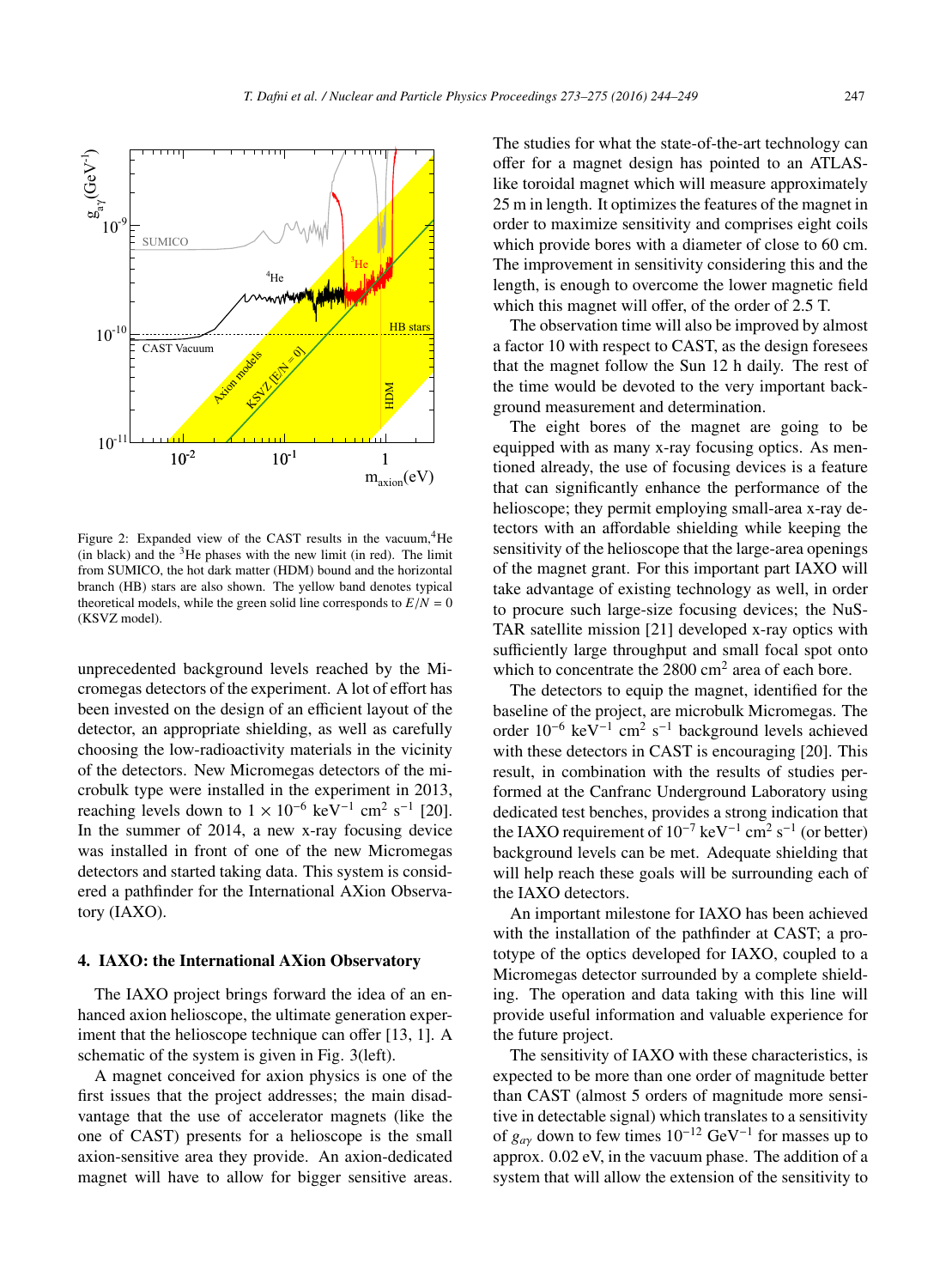$g_{a\gamma}$ (GeV$^{-1}$)

$10^{-9}$

$10^{-10}$

$10^{-11}$

SUMICO

$^4$He

$^3$He

HB stars

CAST Vacuum

Axion models

KSVZ [E/N = 0]

HDM

$10^{-2}$

$10^{-1}$

1

$m_{axion}$(eV)

Figure 2: Expanded view of the CAST results in the vacuum, $^4$He (in black) and the $^3$He phases with the new limit (in red). The limit from SUMICO, the hot dark matter (HDM) bound and the horizontal branch (HB) stars are also shown. The yellow band denotes typical theoretical models, while the green solid line corresponds to $E/N = 0$ (KSVZ model).

unprecedented background levels reached by the Micromegas detectors of the experiment. A lot of effort has been invested on the design of an efficient layout of the detector, an appropriate shielding, as well as carefully choosing the low-radioactivity materials in the vicinity of the detectors. New Micromegas detectors of the microbulk type were installed in the experiment in 2013, reaching levels down to $1 \times 10^{-6}$ keV$^{-1}$ cm$^2$ s$^{-1}$ [20]. In the summer of 2014, a new x-ray focusing device was installed in front of one of the new Micromegas detectors and started taking data. This system is considered a pathfinder for the International AXion Observatory (IAXO).

## 4. IAXO: the International AXion Observatory

The IAXO project brings forward the idea of an enhanced axion helioscope, the ultimate generation experiment that the helioscope technique can offer [13, 1]. A schematic of the system is given in Fig. 3(left).

A magnet conceived for axion physics is one of the first issues that the project addresses; the main disadvantage that the use of accelerator magnets (like the one of CAST) presents for a helioscope is the small axion-sensitive area they provide. An axion-dedicated magnet will have to allow for bigger sensitive areas. The studies for what the state-of-the-art technology can offer for a magnet design has pointed to an ATLAS-like toroidal magnet which will measure approximately 25 m in length. It optimizes the features of the magnet in order to maximize sensitivity and comprises eight coils which provide bores with a diameter of close to 60 cm. The improvement in sensitivity considering this and the length, is enough to overcome the lower magnetic field which this magnet will offer, of the order of 2.5 T.

The observation time will also be improved by almost a factor 10 with respect to CAST, as the design foresees that the magnet follow the Sun 12 h daily. The rest of the time would be devoted to the very important background measurement and determination.

The eight bores of the magnet are going to be equipped with as many x-ray focusing optics. As mentioned already, the use of focusing devices is a feature that can significantly enhance the performance of the helioscope; they permit employing small-area x-ray detectors with an affordable shielding while keeping the sensitivity of the helioscope that the large-area openings of the magnet grant. For this important part IAXO will take advantage of existing technology as well, in order to procure such large-size focusing devices; the NuSTAR satellite mission [21] developed x-ray optics with sufficiently large throughput and small focal spot onto which to concentrate the 2800 cm$^2$ area of each bore.

The detectors to equip the magnet, identified for the baseline of the project, are microbulk Micromegas. The order $10^{-6}$ keV$^{-1}$ cm$^2$ s$^{-1}$ background levels achieved with these detectors in CAST is encouraging [20]. This result, in combination with the results of studies performed at the Canfranc Underground Laboratory using dedicated test benches, provides a strong indication that the IAXO requirement of $10^{-7}$ keV$^{-1}$ cm$^2$ s$^{-1}$ (or better) background levels can be met. Adequate shielding that will help reach these goals will be surrounding each of the IAXO detectors.

An important milestone for IAXO has been achieved with the installation of the pathfinder at CAST; a prototype of the optics developed for IAXO, coupled to a Micromegas detector surrounded by a complete shielding. The operation and data taking with this line will provide useful information and valuable experience for the future project.

The sensitivity of IAXO with these characteristics, is expected to be more than one order of magnitude better than CAST (almost 5 orders of magnitude more sensitive in detectable signal) which translates to a sensitivity of $g_{a\gamma}$ down to few times $10^{-12}$ GeV$^{-1}$ for masses up to approx. 0.02 eV, in the vacuum phase. The addition of a system that will allow the extension of the sensitivity to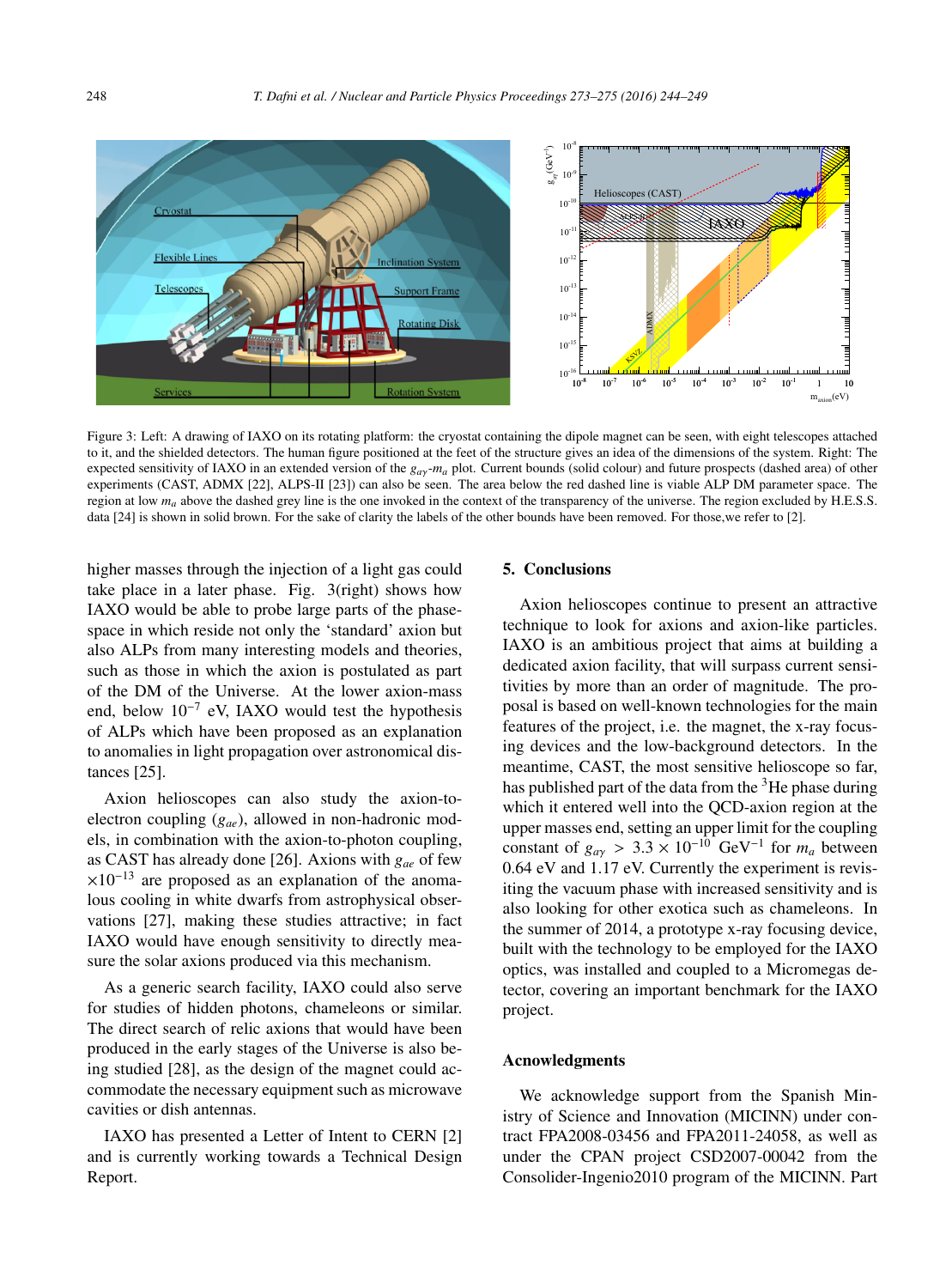Cryostat

Flexible Lines

Telescopes

Inclination System

Support Frame

Rotating Disk

Services

Rotation System

$g_{a\gamma}$ (GeV$^{-1}$)

$10^{-8}$

$10^{-9}$

$10^{-10}$

$10^{-11}$

$10^{-12}$

$10^{-13}$

$10^{-14}$

$10^{-15}$

$10^{-16}$

Helioscopes (CAST)

IAXO

ADMX

KSVZ

$10^{-8}$ $10^{-7}$ $10^{-6}$ $10^{-5}$ $10^{-4}$ $10^{-3}$ $10^{-2}$ $10^{-1}$ 1 10

$m_{axion}$(eV)

Figure 3: Left: A drawing of IAXO on its rotating platform: the cryostat containing the dipole magnet can be seen, with eight telescopes attached to it, and the shielded detectors. The human figure positioned at the feet of the structure gives an idea of the dimensions of the system. Right: The expected sensitivity of IAXO in an extended version of the $g_{a\gamma}$-$m_a$ plot. Current bounds (solid colour) and future prospects (dashed area) of other experiments (CAST, ADMX [22], ALPS-II [23]) can also be seen. The area below the red dashed line is viable ALP DM parameter space. The region at low $m_a$ above the dashed grey line is the one invoked in the context of the transparency of the universe. The region excluded by H.E.S.S. data [24] is shown in solid brown. For the sake of clarity the labels of the other bounds have been removed. For those,we refer to [2].

higher masses through the injection of a light gas could take place in a later phase. Fig. 3(right) shows how IAXO would be able to probe large parts of the phase-space in which reside not only the 'standard' axion but also ALPs from many interesting models and theories, such as those in which the axion is postulated as part of the DM of the Universe. At the lower axion-mass end, below $10^{-7}$ eV, IAXO would test the hypothesis of ALPs which have been proposed as an explanation to anomalies in light propagation over astronomical distances [25].

Axion helioscopes can also study the axion-to-electron coupling ($g_{ae}$), allowed in non-hadronic models, in combination with the axion-to-photon coupling, as CAST has already done [26]. Axions with $g_{ae}$ of few $\times 10^{-13}$ are proposed as an explanation of the anomalous cooling in white dwarfs from astrophysical observations [27], making these studies attractive; in fact IAXO would have enough sensitivity to directly measure the solar axions produced via this mechanism.

As a generic search facility, IAXO could also serve for studies of hidden photons, chameleons or similar. The direct search of relic axions that would have been produced in the early stages of the Universe is also being studied [28], as the design of the magnet could accommodate the necessary equipment such as microwave cavities or dish antennas.

IAXO has presented a Letter of Intent to CERN [2] and is currently working towards a Technical Design Report.

## 5. Conclusions

Axion helioscopes continue to present an attractive technique to look for axions and axion-like particles. IAXO is an ambitious project that aims at building a dedicated axion facility, that will surpass current sensitivities by more than an order of magnitude. The proposal is based on well-known technologies for the main features of the project, i.e. the magnet, the x-ray focusing devices and the low-background detectors. In the meantime, CAST, the most sensitive helioscope so far, has published part of the data from the $^3$He phase during which it entered well into the QCD-axion region at the upper masses end, setting an upper limit for the coupling constant of $g_{a\gamma} > 3.3 \times 10^{-10}$ GeV$^{-1}$ for $m_a$ between 0.64 eV and 1.17 eV. Currently the experiment is revisiting the vacuum phase with increased sensitivity and is also looking for other exotica such as chameleons. In the summer of 2014, a prototype x-ray focusing device, built with the technology to be employed for the IAXO optics, was installed and coupled to a Micromegas detector, covering an important benchmark for the IAXO project.

## Acnowledgments

We acknowledge support from the Spanish Ministry of Science and Innovation (MICINN) under contract FPA2008-03456 and FPA2011-24058, as well as under the CPAN project CSD2007-00042 from the Consolider-Ingenio2010 program of the MICINN. Part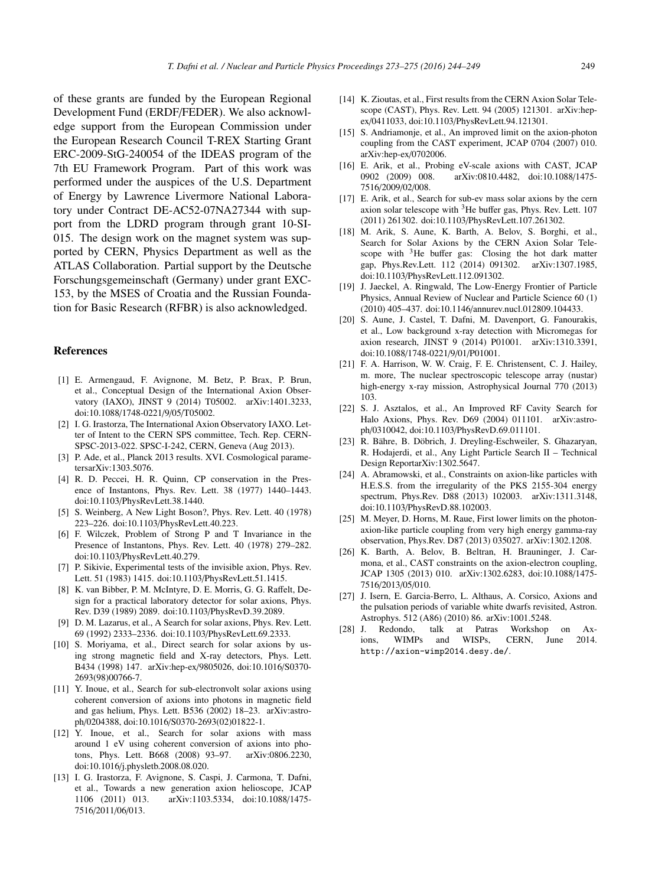of these grants are funded by the European Regional Development Fund (ERDF/FEDER). We also acknowledge support from the European Commission under the European Research Council T-REX Starting Grant ERC-2009-StG-240054 of the IDEAS program of the 7th EU Framework Program. Part of this work was performed under the auspices of the U.S. Department of Energy by Lawrence Livermore National Laboratory under Contract DE-AC52-07NA27344 with support from the LDRD program through grant 10-SI-015. The design work on the magnet system was supported by CERN, Physics Department as well as the ATLAS Collaboration. Partial support by the Deutsche Forschungsgemeinschaft (Germany) under grant EXC-153, by the MSES of Croatia and the Russian Foundation for Basic Research (RFBR) is also acknowledged.

## References

[1] E. Armengaud, F. Avignone, M. Betz, P. Brax, P. Brun, et al., Conceptual Design of the International Axion Observatory (IAXO), JINST 9 (2014) T05002. arXiv:1401.3233, doi:10.1088/1748-0221/9/05/T05002.

[2] I. G. Irastorza, The International Axion Observatory IAXO. Letter of Intent to the CERN SPS committee, Tech. Rep. CERN-SPSC-2013-022. SPSC-I-242, CERN, Geneva (Aug 2013).

[3] P. Ade, et al., Planck 2013 results. XVI. Cosmological parametersarXiv:1303.5076.

[4] R. D. Peccei, H. R. Quinn, CP conservation in the Presence of Instantons, Phys. Rev. Lett. 38 (1977) 1440–1443. doi:10.1103/PhysRevLett.38.1440.

[5] S. Weinberg, A New Light Boson?, Phys. Rev. Lett. 40 (1978) 223–226. doi:10.1103/PhysRevLett.40.223.

[6] F. Wilczek, Problem of Strong P and T Invariance in the Presence of Instantons, Phys. Rev. Lett. 40 (1978) 279–282. doi:10.1103/PhysRevLett.40.279.

[7] P. Sikivie, Experimental tests of the invisible axion, Phys. Rev. Lett. 51 (1983) 1415. doi:10.1103/PhysRevLett.51.1415.

[8] K. van Bibber, P. M. McIntyre, D. E. Morris, G. G. Raffelt, Design for a practical laboratory detector for solar axions, Phys. Rev. D39 (1989) 2089. doi:10.1103/PhysRevD.39.2089.

[9] D. M. Lazarus, et al., A Search for solar axions, Phys. Rev. Lett. 69 (1992) 2333–2336. doi:10.1103/PhysRevLett.69.2333.

[10] S. Moriyama, et al., Direct search for solar axions by using strong magnetic field and X-ray detectors, Phys. Lett. B434 (1998) 147. arXiv:hep-ex/9805026, doi:10.1016/S0370-2693(98)00766-7.

[11] Y. Inoue, et al., Search for sub-electronvolt solar axions using coherent conversion of axions into photons in magnetic field and gas helium, Phys. Lett. B536 (2002) 18–23. arXiv:astro-ph/0204388, doi:10.1016/S0370-2693(02)01822-1.

[12] Y. Inoue, et al., Search for solar axions with mass around 1 eV using coherent conversion of axions into photons, Phys. Lett. B668 (2008) 93–97. arXiv:0806.2230, doi:10.1016/j.physletb.2008.08.020.

[13] I. G. Irastorza, F. Avignone, S. Caspi, J. Carmona, T. Dafni, et al., Towards a new generation axion helioscope, JCAP 1106 (2011) 013. arXiv:1103.5334, doi:10.1088/1475-7516/2011/06/013.

[14] K. Zioutas, et al., First results from the CERN Axion Solar Telescope (CAST), Phys. Rev. Lett. 94 (2005) 121301. arXiv:hep-ex/0411033, doi:10.1103/PhysRevLett.94.121301.

[15] S. Andriamonje, et al., An improved limit on the axion-photon coupling from the CAST experiment, JCAP 0704 (2007) 010. arXiv:hep-ex/0702006.

[16] E. Arik, et al., Probing eV-scale axions with CAST, JCAP 0902 (2009) 008. arXiv:0810.4482, doi:10.1088/1475-7516/2009/02/008.

[17] E. Arik, et al., Search for sub-ev mass solar axions by the cern axion solar telescope with $^3$He buffer gas, Phys. Rev. Lett. 107 (2011) 261302. doi:10.1103/PhysRevLett.107.261302.

[18] M. Arik, S. Aune, K. Barth, A. Belov, S. Borghi, et al., Search for Solar Axions by the CERN Axion Solar Telescope with $^3$He buffer gas: Closing the hot dark matter gap, Phys.Rev.Lett. 112 (2014) 091302. arXiv:1307.1985, doi:10.1103/PhysRevLett.112.091302.

[19] J. Jaeckel, A. Ringwald, The Low-Energy Frontier of Particle Physics, Annual Review of Nuclear and Particle Science 60 (1) (2010) 405–437. doi:10.1146/annurev.nucl.012809.104433.

[20] S. Aune, J. Castel, T. Dafni, M. Davenport, G. Fanourakis, et al., Low background x-ray detection with Micromegas for axion research, JINST 9 (2014) P01001. arXiv:1310.3391, doi:10.1088/1748-0221/9/01/P01001.

[21] F. A. Harrison, W. W. Craig, F. E. Christensent, C. J. Hailey, m. more, The nuclear spectroscopic telescope array (nustar) high-energy x-ray mission, Astrophysical Journal 770 (2013) 103.

[22] S. J. Asztalos, et al., An Improved RF Cavity Search for Halo Axions, Phys. Rev. D69 (2004) 011101. arXiv:astro-ph/0310042, doi:10.1103/PhysRevD.69.011101.

[23] R. Bähre, B. Döbrich, J. Dreyling-Eschweiler, S. Ghazaryan, R. Hodajerdi, et al., Any Light Particle Search II – Technical Design ReportarXiv:1302.5647.

[24] A. Abramowski, et al., Constraints on axion-like particles with H.E.S.S. from the irregularity of the PKS 2155-304 energy spectrum, Phys.Rev. D88 (2013) 102003. arXiv:1311.3148, doi:10.1103/PhysRevD.88.102003.

[25] M. Meyer, D. Horns, M. Raue, First lower limits on the photon-axion-like particle coupling from very high energy gamma-ray observation, Phys.Rev. D87 (2013) 035027. arXiv:1302.1208.

[26] K. Barth, A. Belov, B. Beltran, H. Brauninger, J. Carmona, et al., CAST constraints on the axion-electron coupling, JCAP 1305 (2013) 010. arXiv:1302.6283, doi:10.1088/1475-7516/2013/05/010.

[27] J. Isern, E. Garcia-Berro, L. Althaus, A. Corsico, Axions and the pulsation periods of variable white dwarfs revisited, Astron. Astrophys. 512 (A86) (2010) 86. arXiv:1001.5248.

[28] J. Redondo, talk at Patras Workshop on Axions, WIMPs and WISPs, CERN, June 2014. http://axion-wimp2014.desy.de/.